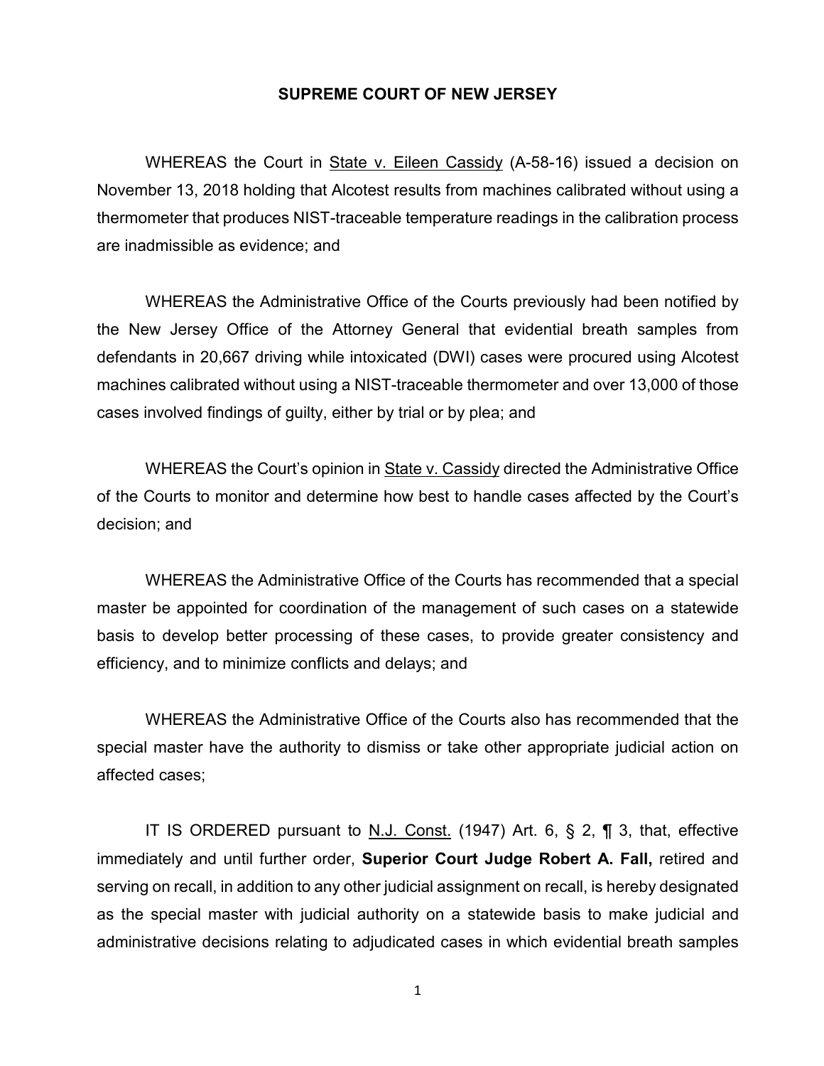# SUPREME COURT OF NEW JERSEY

WHEREAS the Court in State v. Eileen Cassidy (A-58-16) issued a decision on November 13, 2018 holding that Alcotest results from machines calibrated without using a thermometer that produces NIST-traceable temperature readings in the calibration process are inadmissible as evidence; and

WHEREAS the Administrative Office of the Courts previously had been notified by the New Jersey Office of the Attorney General that evidential breath samples from defendants in 20,667 driving while intoxicated (DWI) cases were procured using Alcotest machines calibrated without using a NIST-traceable thermometer and over 13,000 of those cases involved findings of guilty, either by trial or by plea; and

WHEREAS the Court's opinion in State v. Cassidy directed the Administrative Office of the Courts to monitor and determine how best to handle cases affected by the Court's decision; and

WHEREAS the Administrative Office of the Courts has recommended that a special master be appointed for coordination of the management of such cases on a statewide basis to develop better processing of these cases, to provide greater consistency and efficiency, and to minimize conflicts and delays; and

WHEREAS the Administrative Office of the Courts also has recommended that the special master have the authority to dismiss or take other appropriate judicial action on affected cases;

IT IS ORDERED pursuant to N.J. Const. (1947) Art. 6, § 2, ¶ 3, that, effective immediately and until further order, **Superior Court Judge Robert A. Fall,** retired and serving on recall, in addition to any other judicial assignment on recall, is hereby designated as the special master with judicial authority on a statewide basis to make judicial and administrative decisions relating to adjudicated cases in which evidential breath samples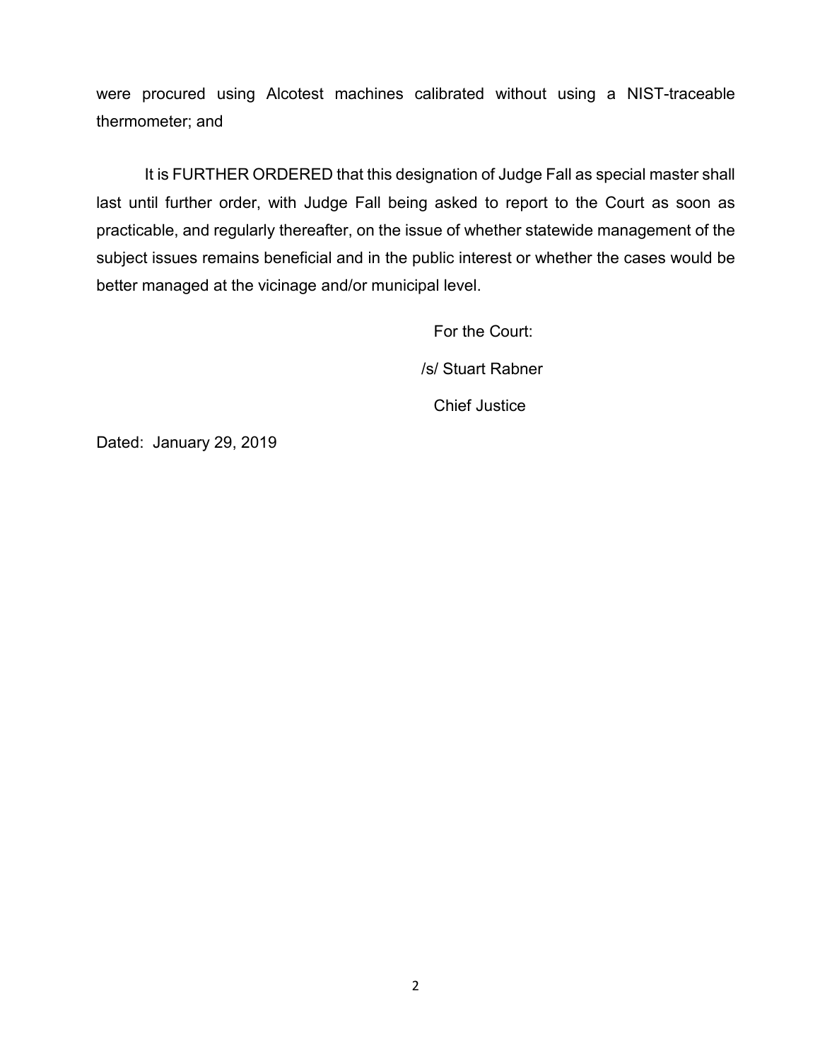were procured using Alcotest machines calibrated without using a NIST-traceable thermometer; and

It is FURTHER ORDERED that this designation of Judge Fall as special master shall last until further order, with Judge Fall being asked to report to the Court as soon as practicable, and regularly thereafter, on the issue of whether statewide management of the subject issues remains beneficial and in the public interest or whether the cases would be better managed at the vicinage and/or municipal level.

For the Court:

/s/ Stuart Rabner

Chief Justice

Dated: January 29, 2019